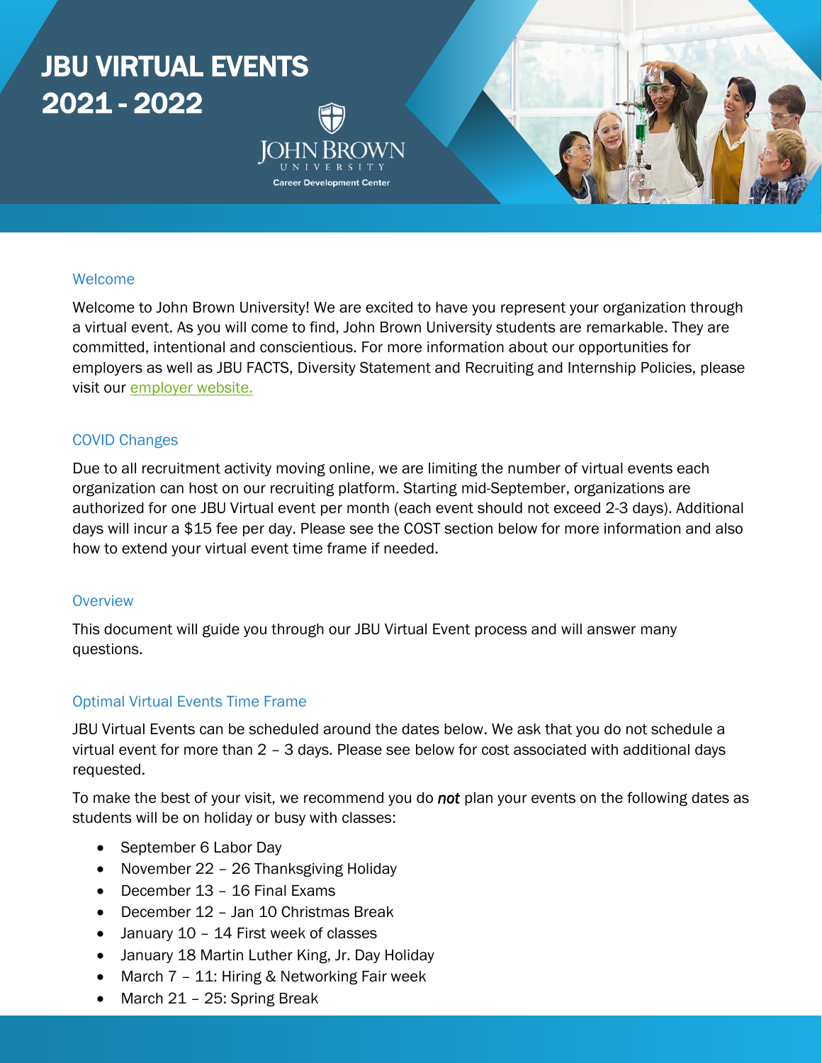# JBU VIRTUAL EVENTS 2021 - 2022

John Brown University
Career Development Center

## Welcome

Welcome to John Brown University! We are excited to have you represent your organization through a virtual event. As you will come to find, John Brown University students are remarkable. They are committed, intentional and conscientious. For more information about our opportunities for employers as well as JBU FACTS, Diversity Statement and Recruiting and Internship Policies, please visit our employer website.

## COVID Changes

Due to all recruitment activity moving online, we are limiting the number of virtual events each organization can host on our recruiting platform. Starting mid-September, organizations are authorized for one JBU Virtual event per month (each event should not exceed 2-3 days). Additional days will incur a $15 fee per day. Please see the COST section below for more information and also how to extend your virtual event time frame if needed.

## Overview

This document will guide you through our JBU Virtual Event process and will answer many questions.

## Optimal Virtual Events Time Frame

JBU Virtual Events can be scheduled around the dates below. We ask that you do not schedule a virtual event for more than 2 – 3 days. Please see below for cost associated with additional days requested.

To make the best of your visit, we recommend you do ***not*** plan your events on the following dates as students will be on holiday or busy with classes:

- September 6 Labor Day
- November 22 – 26 Thanksgiving Holiday
- December 13 – 16 Final Exams
- December 12 – Jan 10 Christmas Break
- January 10 – 14 First week of classes
- January 18 Martin Luther King, Jr. Day Holiday
- March 7 – 11: Hiring & Networking Fair week
- March 21 – 25: Spring Break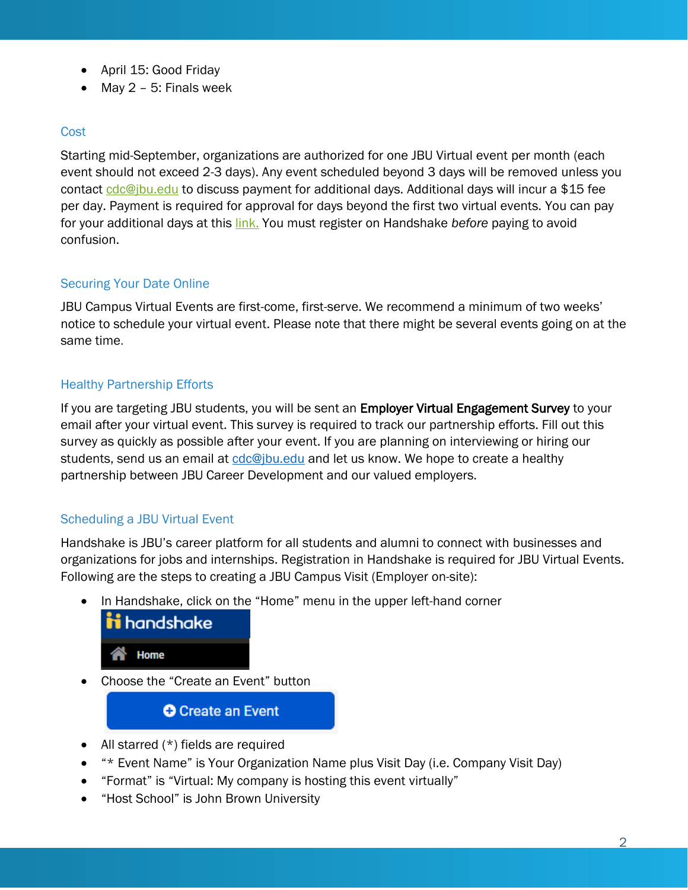- April 15: Good Friday
- May 2 – 5: Finals week

## Cost

Starting mid-September, organizations are authorized for one JBU Virtual event per month (each event should not exceed 2-3 days). Any event scheduled beyond 3 days will be removed unless you contact cdc@jbu.edu to discuss payment for additional days. Additional days will incur a $15 fee per day. Payment is required for approval for days beyond the first two virtual events. You can pay for your additional days at this link. You must register on Handshake *before* paying to avoid confusion.

## Securing Your Date Online

JBU Campus Virtual Events are first-come, first-serve. We recommend a minimum of two weeks' notice to schedule your virtual event. Please note that there might be several events going on at the same time.

## Healthy Partnership Efforts

If you are targeting JBU students, you will be sent an **Employer Virtual Engagement Survey** to your email after your virtual event. This survey is required to track our partnership efforts. Fill out this survey as quickly as possible after your event. If you are planning on interviewing or hiring our students, send us an email at cdc@jbu.edu and let us know. We hope to create a healthy partnership between JBU Career Development and our valued employers.

## Scheduling a JBU Virtual Event

Handshake is JBU's career platform for all students and alumni to connect with businesses and organizations for jobs and internships. Registration in Handshake is required for JBU Virtual Events. Following are the steps to creating a JBU Campus Visit (Employer on-site):

- In Handshake, click on the "Home" menu in the upper left-hand corner
- Choose the "Create an Event" button
- All starred (*) fields are required
- "* Event Name" is Your Organization Name plus Visit Day (i.e. Company Visit Day)
- "Format" is "Virtual: My company is hosting this event virtually"
- "Host School" is John Brown University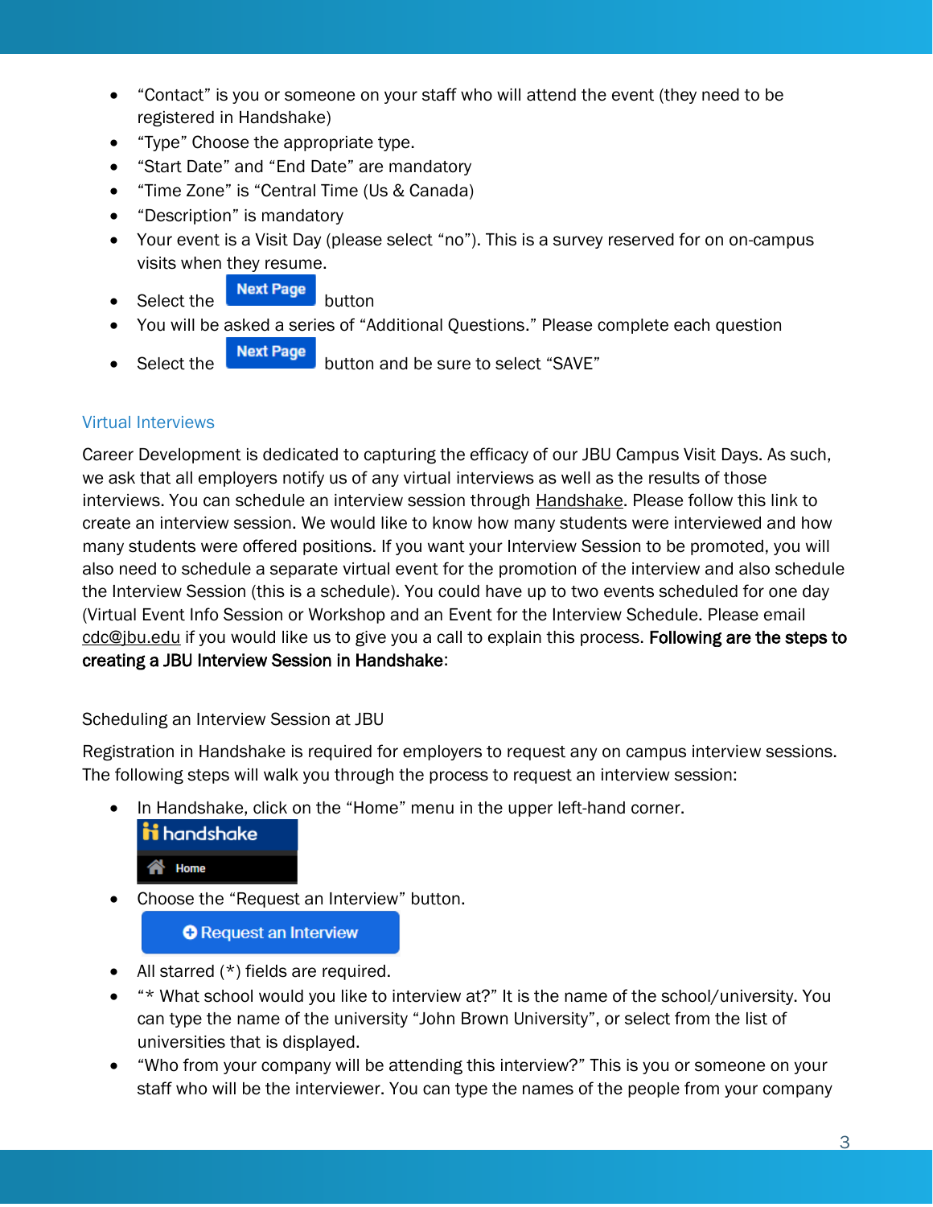- "Contact" is you or someone on your staff who will attend the event (they need to be registered in Handshake)
- "Type" Choose the appropriate type.
- "Start Date" and "End Date" are mandatory
- "Time Zone" is "Central Time (Us & Canada)
- "Description" is mandatory
- Your event is a Visit Day (please select "no"). This is a survey reserved for on on-campus visits when they resume.
- Select the **Next Page** button
- You will be asked a series of "Additional Questions." Please complete each question
- Select the **Next Page** button and be sure to select "SAVE"

## Virtual Interviews

Career Development is dedicated to capturing the efficacy of our JBU Campus Visit Days. As such, we ask that all employers notify us of any virtual interviews as well as the results of those interviews. You can schedule an interview session through Handshake. Please follow this link to create an interview session. We would like to know how many students were interviewed and how many students were offered positions. If you want your Interview Session to be promoted, you will also need to schedule a separate virtual event for the promotion of the interview and also schedule the Interview Session (this is a schedule). You could have up to two events scheduled for one day (Virtual Event Info Session or Workshop and an Event for the Interview Schedule. Please email cdc@jbu.edu if you would like us to give you a call to explain this process. **Following are the steps to creating a JBU Interview Session in Handshake**:

### Scheduling an Interview Session at JBU

Registration in Handshake is required for employers to request any on campus interview sessions. The following steps will walk you through the process to request an interview session:

- In Handshake, click on the "Home" menu in the upper left-hand corner.

  **handshake** | **Home**

- Choose the "Request an Interview" button.

  **Request an Interview**

- All starred (*) fields are required.
- "* What school would you like to interview at?" It is the name of the school/university. You can type the name of the university "John Brown University", or select from the list of universities that is displayed.
- "Who from your company will be attending this interview?" This is you or someone on your staff who will be the interviewer. You can type the names of the people from your company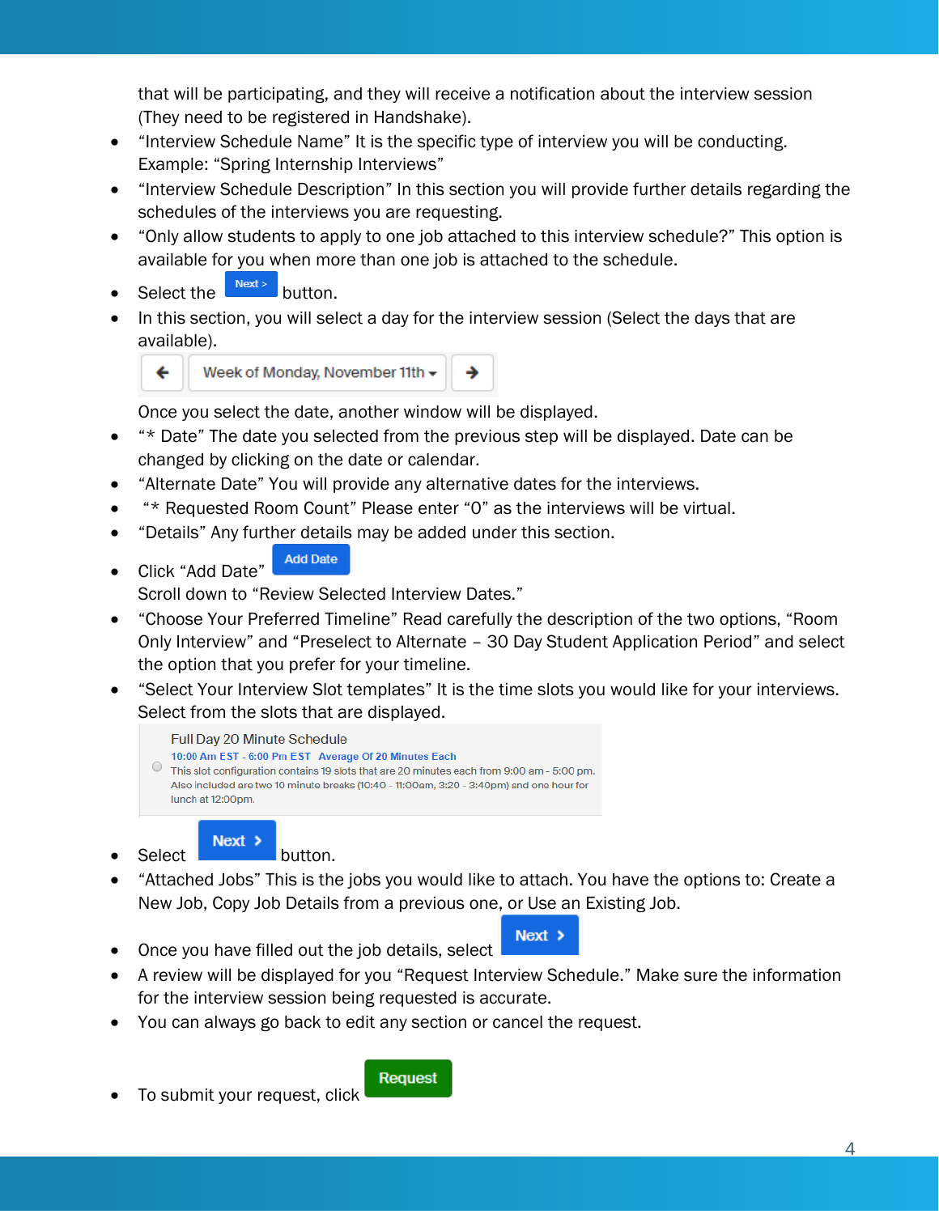that will be participating, and they will receive a notification about the interview session (They need to be registered in Handshake).

- “Interview Schedule Name” It is the specific type of interview you will be conducting. Example: “Spring Internship Interviews”
- “Interview Schedule Description” In this section you will provide further details regarding the schedules of the interviews you are requesting.
- “Only allow students to apply to one job attached to this interview schedule?” This option is available for you when more than one job is attached to the schedule.
- Select the Next > button.
- In this section, you will select a day for the interview session (Select the days that are available).

  ← | Week of Monday, November 11th ▾ | →

  Once you select the date, another window will be displayed.
- “* Date” The date you selected from the previous step will be displayed. Date can be changed by clicking on the date or calendar.
- “Alternate Date” You will provide any alternative dates for the interviews.
- “* Requested Room Count” Please enter “0” as the interviews will be virtual.
- “Details” Any further details may be added under this section.
- Click “Add Date” Add Date

  Scroll down to “Review Selected Interview Dates.”
- “Choose Your Preferred Timeline” Read carefully the description of the two options, “Room Only Interview” and “Preselect to Alternate – 30 Day Student Application Period” and select the option that you prefer for your timeline.
- “Select Your Interview Slot templates” It is the time slots you would like for your interviews. Select from the slots that are displayed.

  Full Day 20 Minute Schedule
  10:00 Am EST - 6:00 Pm EST Average Of 20 Minutes Each
  This slot configuration contains 19 slots that are 20 minutes each from 9:00 am - 5:00 pm. Also included are two 10 minute breaks (10:40 - 11:00am, 3:20 - 3:40pm) and one hour for lunch at 12:00pm.
- Select Next > button.
- “Attached Jobs” This is the jobs you would like to attach. You have the options to: Create a New Job, Copy Job Details from a previous one, or Use an Existing Job.
- Once you have filled out the job details, select Next >
- A review will be displayed for you “Request Interview Schedule.” Make sure the information for the interview session being requested is accurate.
- You can always go back to edit any section or cancel the request.
- To submit your request, click Request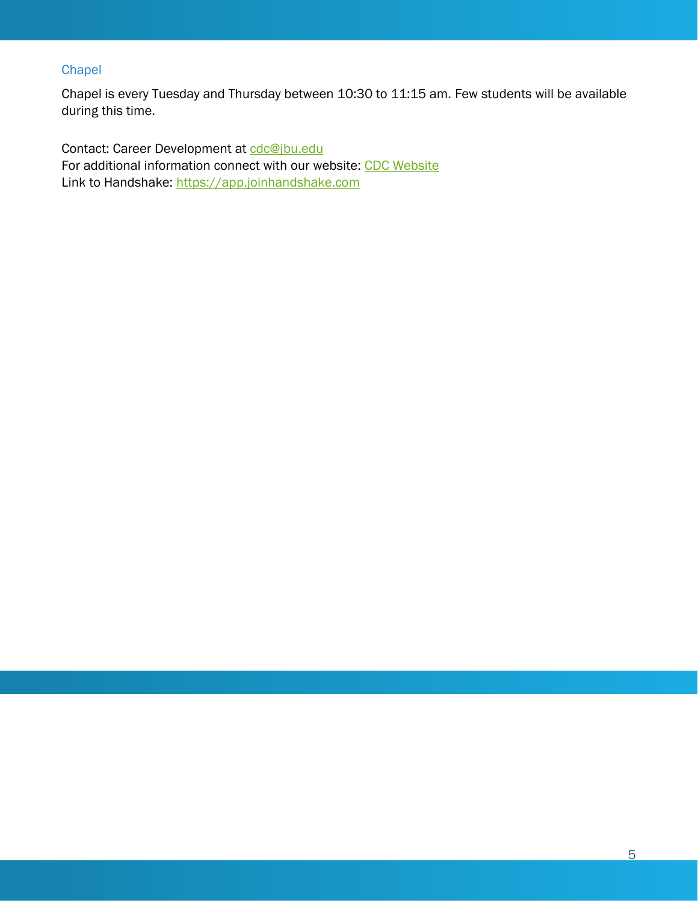### Chapel

Chapel is every Tuesday and Thursday between 10:30 to 11:15 am. Few students will be available during this time.

Contact: Career Development at cdc@jbu.edu
For additional information connect with our website: CDC Website
Link to Handshake: https://app.joinhandshake.com